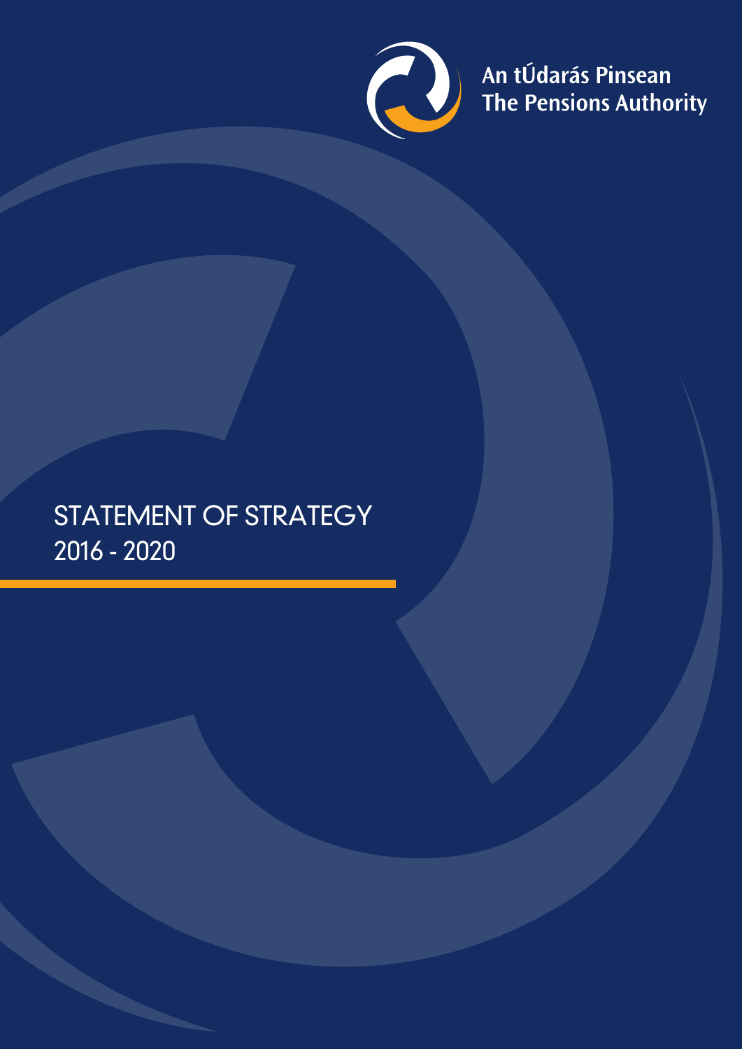An tÚdarás Pinsean
The Pensions Authority

# STATEMENT OF STRATEGY
# 2016 - 2020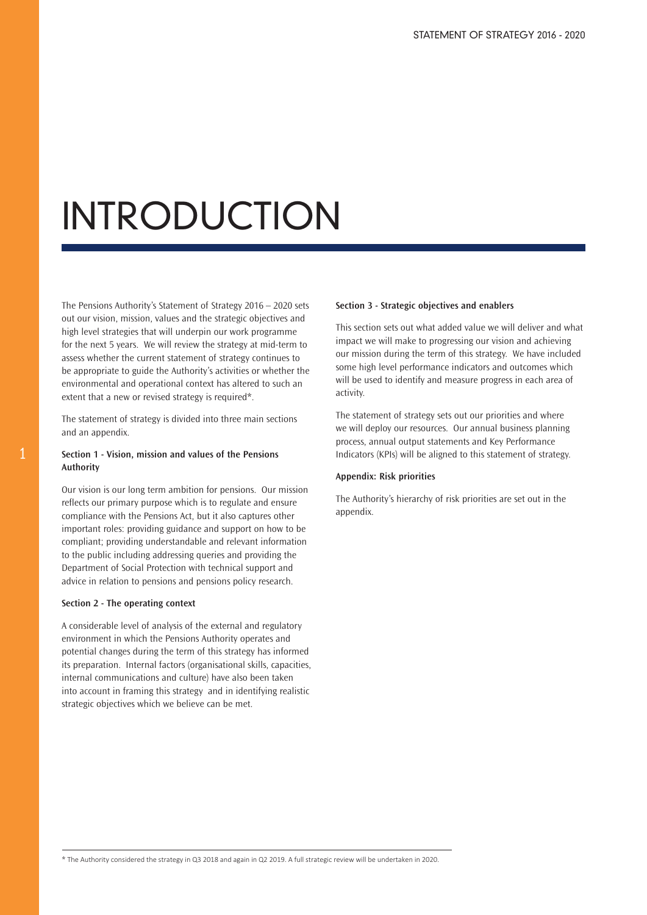# INTRODUCTION

The Pensions Authority's Statement of Strategy 2016 – 2020 sets out our vision, mission, values and the strategic objectives and high level strategies that will underpin our work programme for the next 5 years. We will review the strategy at mid-term to assess whether the current statement of strategy continues to be appropriate to guide the Authority's activities or whether the environmental and operational context has altered to such an extent that a new or revised strategy is required*.

The statement of strategy is divided into three main sections and an appendix.

**Section 1 - Vision, mission and values of the Pensions Authority**

Our vision is our long term ambition for pensions. Our mission reflects our primary purpose which is to regulate and ensure compliance with the Pensions Act, but it also captures other important roles: providing guidance and support on how to be compliant; providing understandable and relevant information to the public including addressing queries and providing the Department of Social Protection with technical support and advice in relation to pensions and pensions policy research.

**Section 2 - The operating context**

A considerable level of analysis of the external and regulatory environment in which the Pensions Authority operates and potential changes during the term of this strategy has informed its preparation. Internal factors (organisational skills, capacities, internal communications and culture) have also been taken into account in framing this strategy and in identifying realistic strategic objectives which we believe can be met.

**Section 3 - Strategic objectives and enablers**

This section sets out what added value we will deliver and what impact we will make to progressing our vision and achieving our mission during the term of this strategy. We have included some high level performance indicators and outcomes which will be used to identify and measure progress in each area of activity.

The statement of strategy sets out our priorities and where we will deploy our resources. Our annual business planning process, annual output statements and Key Performance Indicators (KPIs) will be aligned to this statement of strategy.

**Appendix: Risk priorities**

The Authority's hierarchy of risk priorities are set out in the appendix.

---

* The Authority considered the strategy in Q3 2018 and again in Q2 2019. A full strategic review will be undertaken in 2020.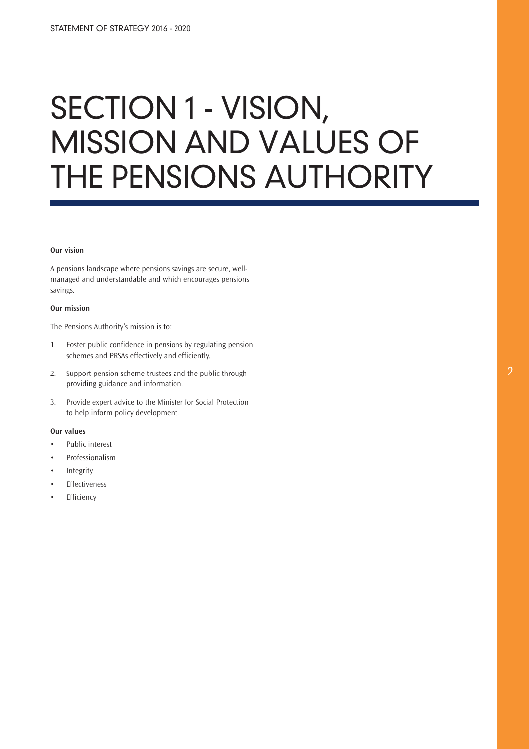# SECTION 1 - VISION, MISSION AND VALUES OF THE PENSIONS AUTHORITY

**Our vision**

A pensions landscape where pensions savings are secure, well-managed and understandable and which encourages pensions savings.

**Our mission**

The Pensions Authority's mission is to:

1. Foster public confidence in pensions by regulating pension schemes and PRSAs effectively and efficiently.
2. Support pension scheme trustees and the public through providing guidance and information.
3. Provide expert advice to the Minister for Social Protection to help inform policy development.

**Our values**

- Public interest
- Professionalism
- Integrity
- Effectiveness
- Efficiency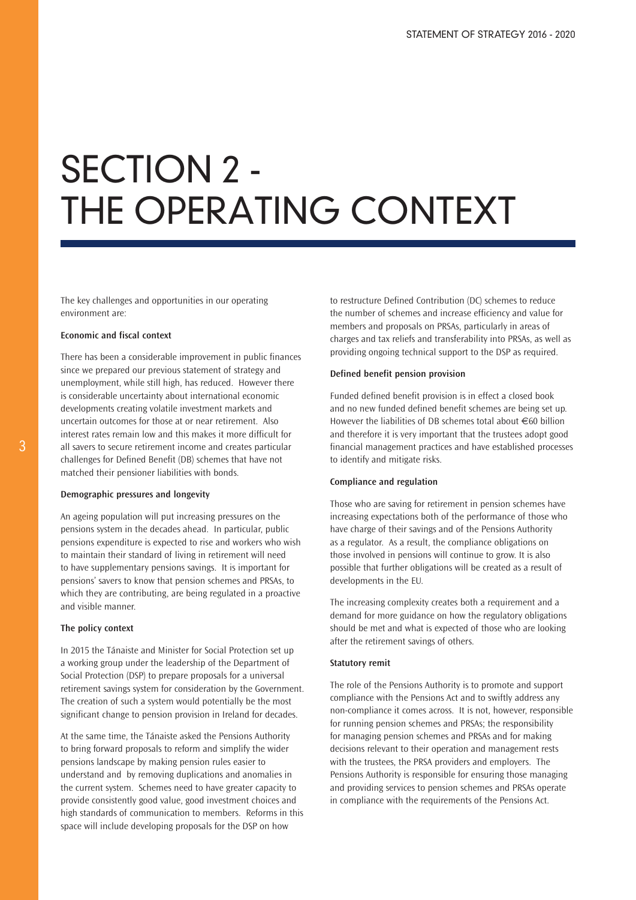# SECTION 2 - THE OPERATING CONTEXT

The key challenges and opportunities in our operating environment are:

**Economic and fiscal context**

There has been a considerable improvement in public finances since we prepared our previous statement of strategy and unemployment, while still high, has reduced. However there is considerable uncertainty about international economic developments creating volatile investment markets and uncertain outcomes for those at or near retirement. Also interest rates remain low and this makes it more difficult for all savers to secure retirement income and creates particular challenges for Defined Benefit (DB) schemes that have not matched their pensioner liabilities with bonds.

**Demographic pressures and longevity**

An ageing population will put increasing pressures on the pensions system in the decades ahead. In particular, public pensions expenditure is expected to rise and workers who wish to maintain their standard of living in retirement will need to have supplementary pensions savings. It is important for pensions' savers to know that pension schemes and PRSAs, to which they are contributing, are being regulated in a proactive and visible manner.

**The policy context**

In 2015 the Tánaiste and Minister for Social Protection set up a working group under the leadership of the Department of Social Protection (DSP) to prepare proposals for a universal retirement savings system for consideration by the Government. The creation of such a system would potentially be the most significant change to pension provision in Ireland for decades.

At the same time, the Tánaiste asked the Pensions Authority to bring forward proposals to reform and simplify the wider pensions landscape by making pension rules easier to understand and by removing duplications and anomalies in the current system. Schemes need to have greater capacity to provide consistently good value, good investment choices and high standards of communication to members. Reforms in this space will include developing proposals for the DSP on how to restructure Defined Contribution (DC) schemes to reduce the number of schemes and increase efficiency and value for members and proposals on PRSAs, particularly in areas of charges and tax reliefs and transferability into PRSAs, as well as providing ongoing technical support to the DSP as required.

**Defined benefit pension provision**

Funded defined benefit provision is in effect a closed book and no new funded defined benefit schemes are being set up. However the liabilities of DB schemes total about €60 billion and therefore it is very important that the trustees adopt good financial management practices and have established processes to identify and mitigate risks.

**Compliance and regulation**

Those who are saving for retirement in pension schemes have increasing expectations both of the performance of those who have charge of their savings and of the Pensions Authority as a regulator. As a result, the compliance obligations on those involved in pensions will continue to grow. It is also possible that further obligations will be created as a result of developments in the EU.

The increasing complexity creates both a requirement and a demand for more guidance on how the regulatory obligations should be met and what is expected of those who are looking after the retirement savings of others.

**Statutory remit**

The role of the Pensions Authority is to promote and support compliance with the Pensions Act and to swiftly address any non-compliance it comes across. It is not, however, responsible for running pension schemes and PRSAs; the responsibility for managing pension schemes and PRSAs and for making decisions relevant to their operation and management rests with the trustees, the PRSA providers and employers. The Pensions Authority is responsible for ensuring those managing and providing services to pension schemes and PRSAs operate in compliance with the requirements of the Pensions Act.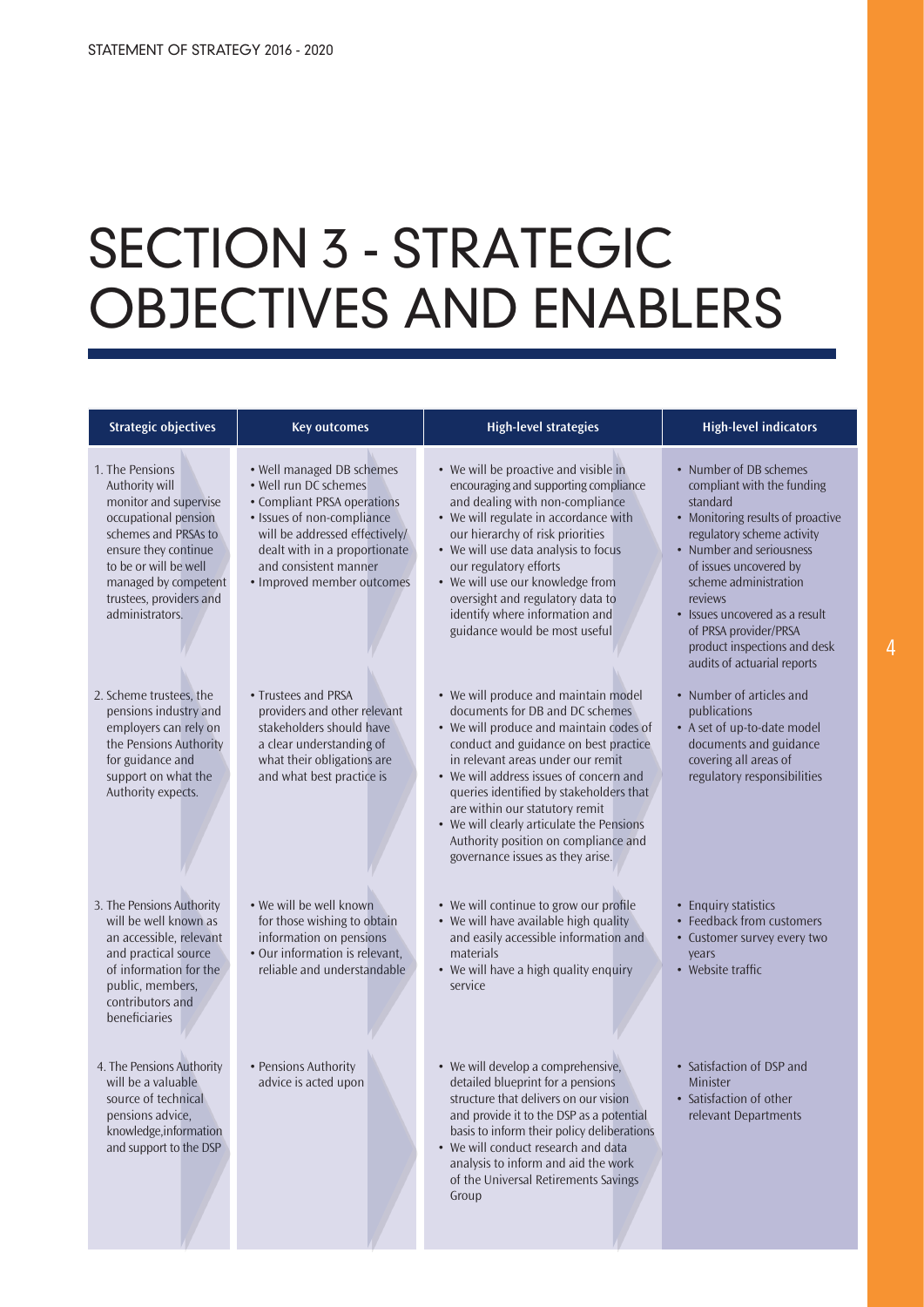# SECTION 3 - STRATEGIC OBJECTIVES AND ENABLERS

| Strategic objectives | Key outcomes | High-level strategies | High-level indicators |
|---|---|---|---|
| 1. The Pensions Authority will monitor and supervise occupational pension schemes and PRSAs to ensure they continue to be or will be well managed by competent trustees, providers and administrators. | • Well managed DB schemes<br>• Well run DC schemes<br>• Compliant PRSA operations<br>• Issues of non-compliance will be addressed effectively/ dealt with in a proportionate and consistent manner<br>• Improved member outcomes | • We will be proactive and visible in encouraging and supporting compliance and dealing with non-compliance<br>• We will regulate in accordance with our hierarchy of risk priorities<br>• We will use data analysis to focus our regulatory efforts<br>• We will use our knowledge from oversight and regulatory data to identify where information and guidance would be most useful | • Number of DB schemes compliant with the funding standard<br>• Monitoring results of proactive regulatory scheme activity<br>• Number and seriousness of issues uncovered by scheme administration reviews<br>• Issues uncovered as a result of PRSA provider/PRSA product inspections and desk audits of actuarial reports |
| 2. Scheme trustees, the pensions industry and employers can rely on the Pensions Authority for guidance and support on what the Authority expects. | • Trustees and PRSA providers and other relevant stakeholders should have a clear understanding of what their obligations are and what best practice is | • We will produce and maintain model documents for DB and DC schemes<br>• We will produce and maintain codes of conduct and guidance on best practice in relevant areas under our remit<br>• We will address issues of concern and queries identified by stakeholders that are within our statutory remit<br>• We will clearly articulate the Pensions Authority position on compliance and governance issues as they arise. | • Number of articles and publications<br>• A set of up-to-date model documents and guidance covering all areas of regulatory responsibilities |
| 3. The Pensions Authority will be well known as an accessible, relevant and practical source of information for the public, members, contributors and beneficiaries | • We will be well known for those wishing to obtain information on pensions<br>• Our information is relevant, reliable and understandable | • We will continue to grow our profile<br>• We will have available high quality and easily accessible information and materials<br>• We will have a high quality enquiry service | • Enquiry statistics<br>• Feedback from customers<br>• Customer survey every two years<br>• Website traffic |
| 4. The Pensions Authority will be a valuable source of technical pensions advice, knowledge,information and support to the DSP | • Pensions Authority advice is acted upon | • We will develop a comprehensive, detailed blueprint for a pensions structure that delivers on our vision and provide it to the DSP as a potential basis to inform their policy deliberations<br>• We will conduct research and data analysis to inform and aid the work of the Universal Retirements Savings Group | • Satisfaction of DSP and Minister<br>• Satisfaction of other relevant Departments |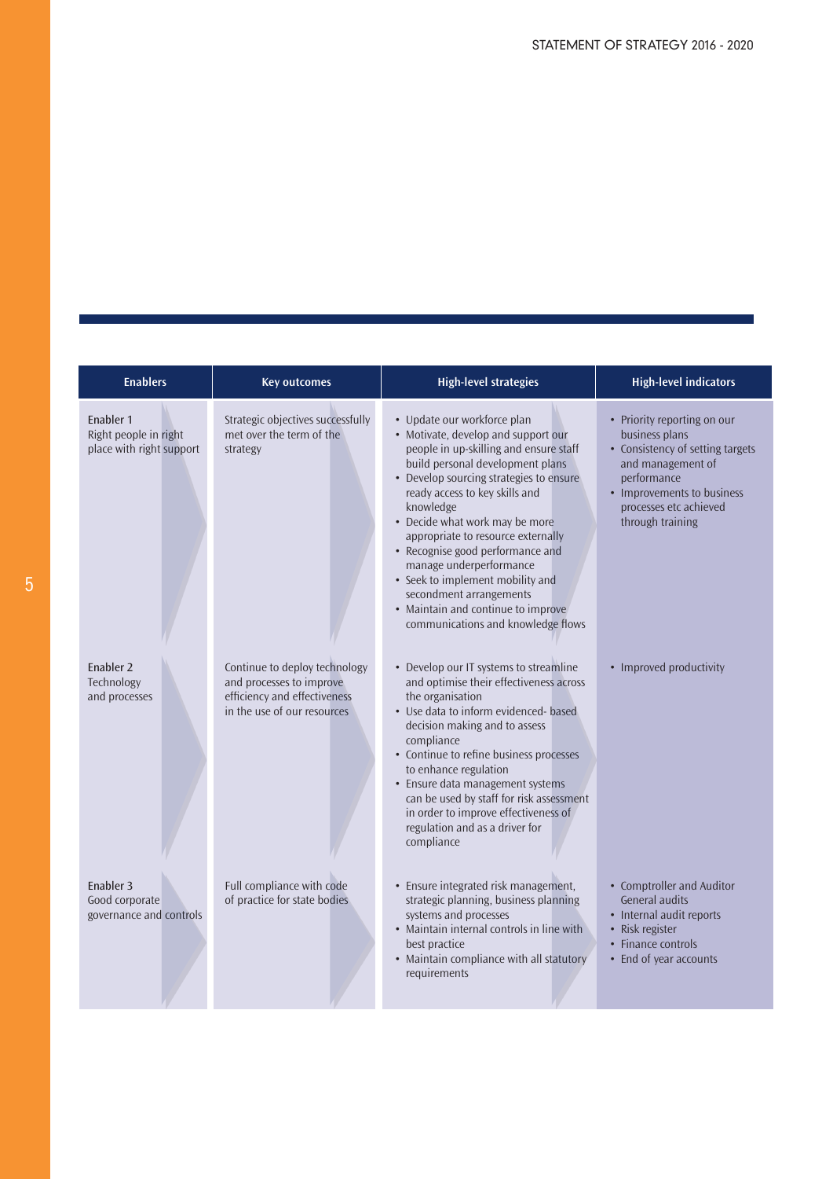| Enablers | Key outcomes | High-level strategies | High-level indicators |
|---|---|---|---|
| Enabler 1<br>Right people in right place with right support | Strategic objectives successfully met over the term of the strategy | • Update our workforce plan<br>• Motivate, develop and support our people in up-skilling and ensure staff build personal development plans<br>• Develop sourcing strategies to ensure ready access to key skills and knowledge<br>• Decide what work may be more appropriate to resource externally<br>• Recognise good performance and manage underperformance<br>• Seek to implement mobility and secondment arrangements<br>• Maintain and continue to improve communications and knowledge flows | • Priority reporting on our business plans<br>• Consistency of setting targets and management of performance<br>• Improvements to business processes etc achieved through training |
| Enabler 2<br>Technology and processes | Continue to deploy technology and processes to improve efficiency and effectiveness in the use of our resources | • Develop our IT systems to streamline and optimise their effectiveness across the organisation<br>• Use data to inform evidenced- based decision making and to assess compliance<br>• Continue to refine business processes to enhance regulation<br>• Ensure data management systems can be used by staff for risk assessment in order to improve effectiveness of regulation and as a driver for compliance | • Improved productivity |
| Enabler 3<br>Good corporate governance and controls | Full compliance with code of practice for state bodies | • Ensure integrated risk management, strategic planning, business planning systems and processes<br>• Maintain internal controls in line with best practice<br>• Maintain compliance with all statutory requirements | • Comptroller and Auditor General audits<br>• Internal audit reports<br>• Risk register<br>• Finance controls<br>• End of year accounts |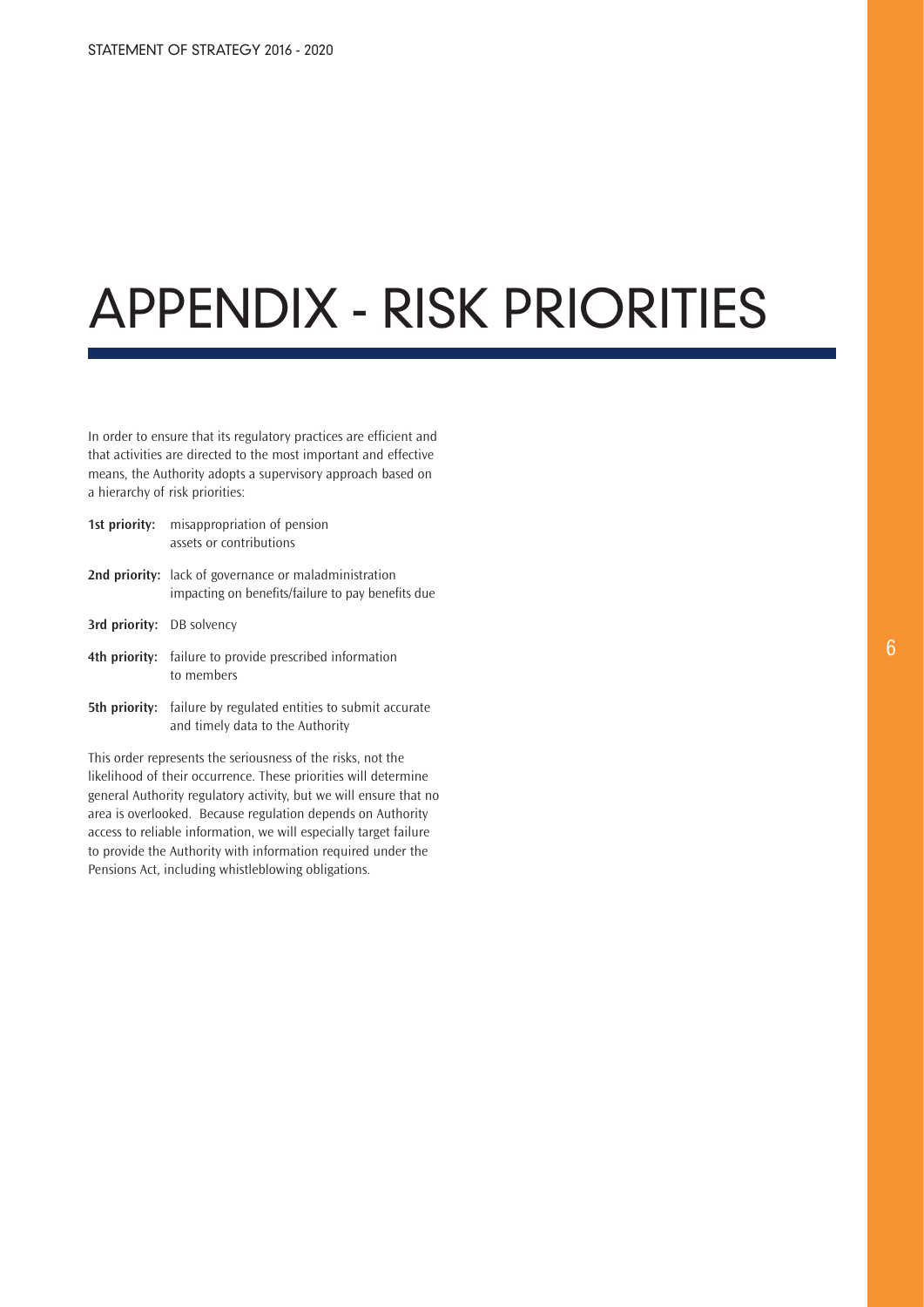# APPENDIX - RISK PRIORITIES

In order to ensure that its regulatory practices are efficient and that activities are directed to the most important and effective means, the Authority adopts a supervisory approach based on a hierarchy of risk priorities:

**1st priority:** misappropriation of pension assets or contributions

**2nd priority:** lack of governance or maladministration impacting on benefits/failure to pay benefits due

**3rd priority:** DB solvency

**4th priority:** failure to provide prescribed information to members

**5th priority:** failure by regulated entities to submit accurate and timely data to the Authority

This order represents the seriousness of the risks, not the likelihood of their occurrence. These priorities will determine general Authority regulatory activity, but we will ensure that no area is overlooked. Because regulation depends on Authority access to reliable information, we will especially target failure to provide the Authority with information required under the Pensions Act, including whistleblowing obligations.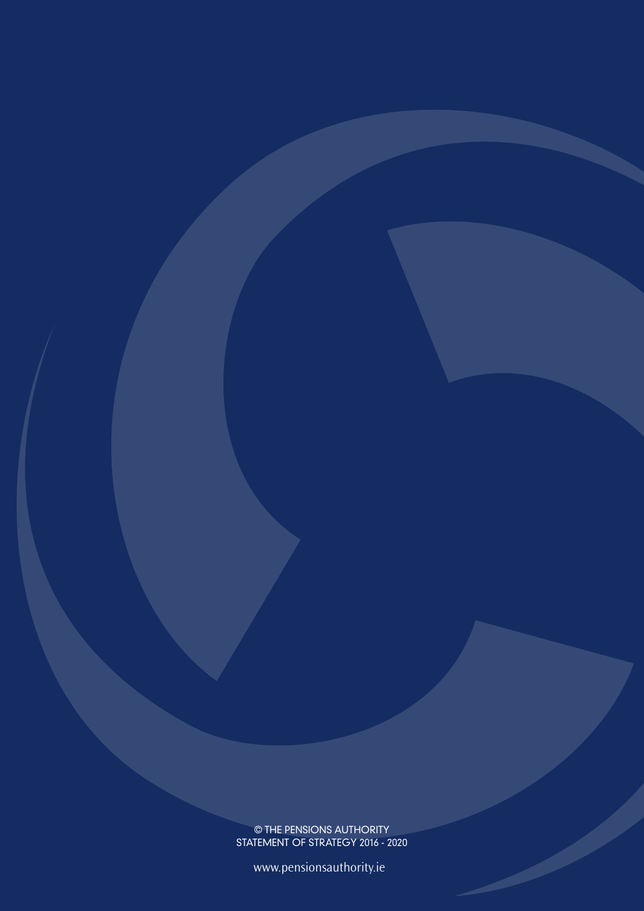© THE PENSIONS AUTHORITY
STATEMENT OF STRATEGY 2016 - 2020

www.pensionsauthority.ie